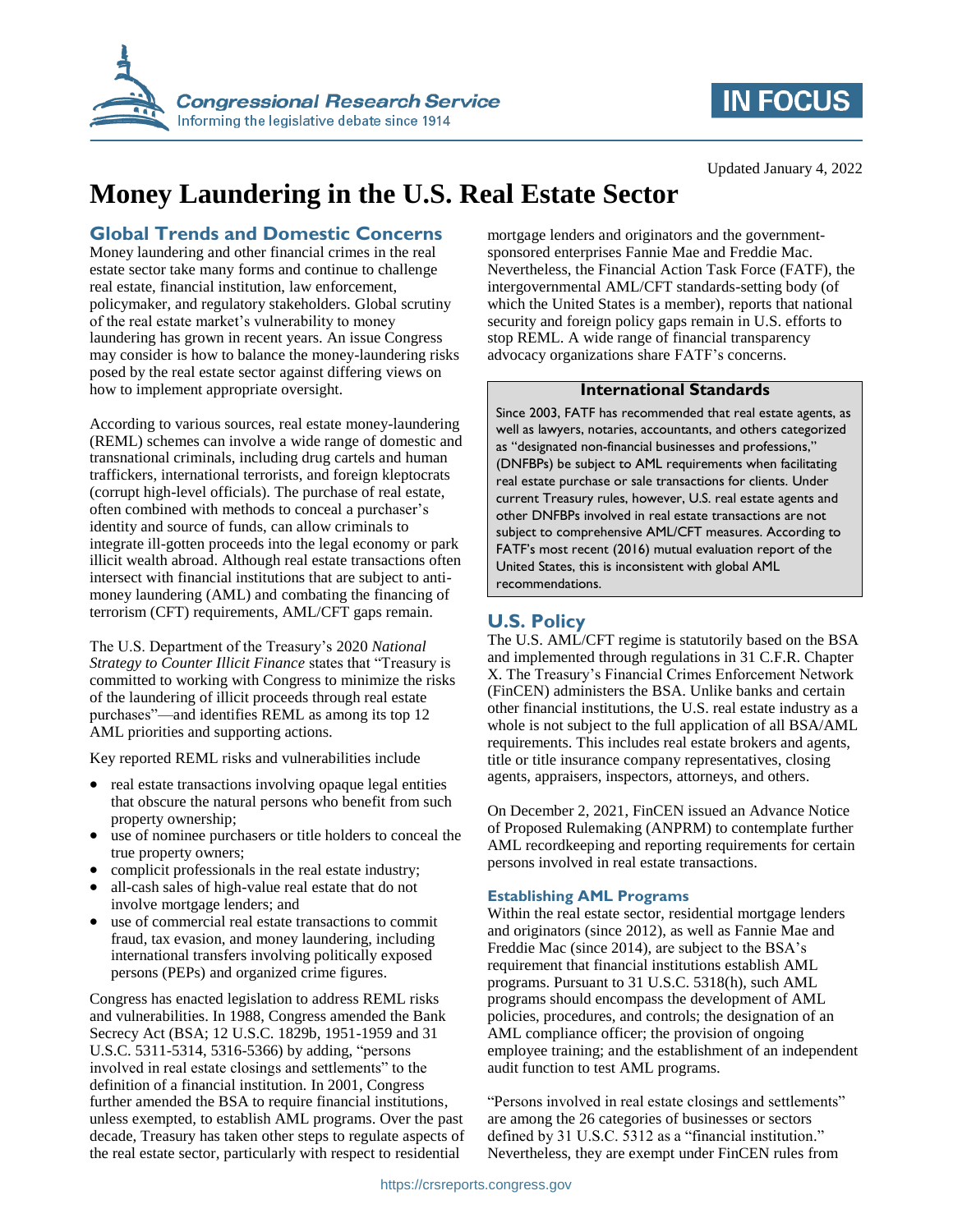# Money Laundering in the U.S. Real Estate Sector

Updated January 4, 2022

## Global Trends and Domestic Concerns

Money laundering and other financial crimes in the real estate sector take many forms and continue to challenge real estate, financial institution, law enforcement, policymaker, and regulatory stakeholders. Global scrutiny of the real estate market's vulnerability to money laundering has grown in recent years. An issue Congress may consider is how to balance the money-laundering risks posed by the real estate sector against differing views on how to implement appropriate oversight.

According to various sources, real estate money-laundering (REML) schemes can involve a wide range of domestic and transnational criminals, including drug cartels and human traffickers, international terrorists, and foreign kleptocrats (corrupt high-level officials). The purchase of real estate, often combined with methods to conceal a purchaser's identity and source of funds, can allow criminals to integrate ill-gotten proceeds into the legal economy or park illicit wealth abroad. Although real estate transactions often intersect with financial institutions that are subject to anti-money laundering (AML) and combating the financing of terrorism (CFT) requirements, AML/CFT gaps remain.

The U.S. Department of the Treasury's 2020 *National Strategy to Counter Illicit Finance* states that "Treasury is committed to working with Congress to minimize the risks of the laundering of illicit proceeds through real estate purchases"—and identifies REML as among its top 12 AML priorities and supporting actions.

Key reported REML risks and vulnerabilities include

- real estate transactions involving opaque legal entities that obscure the natural persons who benefit from such property ownership;
- use of nominee purchasers or title holders to conceal the true property owners;
- complicit professionals in the real estate industry;
- all-cash sales of high-value real estate that do not involve mortgage lenders; and
- use of commercial real estate transactions to commit fraud, tax evasion, and money laundering, including international transfers involving politically exposed persons (PEPs) and organized crime figures.

Congress has enacted legislation to address REML risks and vulnerabilities. In 1988, Congress amended the Bank Secrecy Act (BSA; 12 U.S.C. 1829b, 1951-1959 and 31 U.S.C. 5311-5314, 5316-5366) by adding, "persons involved in real estate closings and settlements" to the definition of a financial institution. In 2001, Congress further amended the BSA to require financial institutions, unless exempted, to establish AML programs. Over the past decade, Treasury has taken other steps to regulate aspects of the real estate sector, particularly with respect to residential mortgage lenders and originators and the government-sponsored enterprises Fannie Mae and Freddie Mac. Nevertheless, the Financial Action Task Force (FATF), the intergovernmental AML/CFT standards-setting body (of which the United States is a member), reports that national security and foreign policy gaps remain in U.S. efforts to stop REML. A wide range of financial transparency advocacy organizations share FATF's concerns.

> **International Standards**
>
> Since 2003, FATF has recommended that real estate agents, as well as lawyers, notaries, accountants, and others categorized as "designated non-financial businesses and professions," (DNFBPs) be subject to AML requirements when facilitating real estate purchase or sale transactions for clients. Under current Treasury rules, however, U.S. real estate agents and other DNFBPs involved in real estate transactions are not subject to comprehensive AML/CFT measures. According to FATF's most recent (2016) mutual evaluation report of the United States, this is inconsistent with global AML recommendations.

## U.S. Policy

The U.S. AML/CFT regime is statutorily based on the BSA and implemented through regulations in 31 C.F.R. Chapter X. The Treasury's Financial Crimes Enforcement Network (FinCEN) administers the BSA. Unlike banks and certain other financial institutions, the U.S. real estate industry as a whole is not subject to the full application of all BSA/AML requirements. This includes real estate brokers and agents, title or title insurance company representatives, closing agents, appraisers, inspectors, attorneys, and others.

On December 2, 2021, FinCEN issued an Advance Notice of Proposed Rulemaking (ANPRM) to contemplate further AML recordkeeping and reporting requirements for certain persons involved in real estate transactions.

### Establishing AML Programs

Within the real estate sector, residential mortgage lenders and originators (since 2012), as well as Fannie Mae and Freddie Mac (since 2014), are subject to the BSA's requirement that financial institutions establish AML programs. Pursuant to 31 U.S.C. 5318(h), such AML programs should encompass the development of AML policies, procedures, and controls; the designation of an AML compliance officer; the provision of ongoing employee training; and the establishment of an independent audit function to test AML programs.

"Persons involved in real estate closings and settlements" are among the 26 categories of businesses or sectors defined by 31 U.S.C. 5312 as a "financial institution." Nevertheless, they are exempt under FinCEN rules from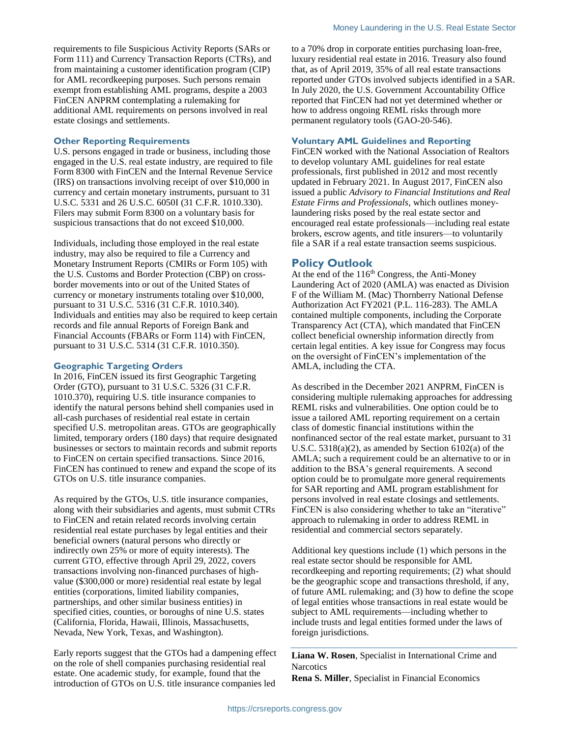requirements to file Suspicious Activity Reports (SARs or Form 111) and Currency Transaction Reports (CTRs), and from maintaining a customer identification program (CIP) for AML recordkeeping purposes. Such persons remain exempt from establishing AML programs, despite a 2003 FinCEN ANPRM contemplating a rulemaking for additional AML requirements on persons involved in real estate closings and settlements.

### Other Reporting Requirements

U.S. persons engaged in trade or business, including those engaged in the U.S. real estate industry, are required to file Form 8300 with FinCEN and the Internal Revenue Service (IRS) on transactions involving receipt of over $10,000 in currency and certain monetary instruments, pursuant to 31 U.S.C. 5331 and 26 U.S.C. 6050I (31 C.F.R. 1010.330). Filers may submit Form 8300 on a voluntary basis for suspicious transactions that do not exceed $10,000.

Individuals, including those employed in the real estate industry, may also be required to file a Currency and Monetary Instrument Reports (CMIRs or Form 105) with the U.S. Customs and Border Protection (CBP) on cross-border movements into or out of the United States of currency or monetary instruments totaling over $10,000, pursuant to 31 U.S.C. 5316 (31 C.F.R. 1010.340). Individuals and entities may also be required to keep certain records and file annual Reports of Foreign Bank and Financial Accounts (FBARs or Form 114) with FinCEN, pursuant to 31 U.S.C. 5314 (31 C.F.R. 1010.350).

### Geographic Targeting Orders

In 2016, FinCEN issued its first Geographic Targeting Order (GTO), pursuant to 31 U.S.C. 5326 (31 C.F.R. 1010.370), requiring U.S. title insurance companies to identify the natural persons behind shell companies used in all-cash purchases of residential real estate in certain specified U.S. metropolitan areas. GTOs are geographically limited, temporary orders (180 days) that require designated businesses or sectors to maintain records and submit reports to FinCEN on certain specified transactions. Since 2016, FinCEN has continued to renew and expand the scope of its GTOs on U.S. title insurance companies.

As required by the GTOs, U.S. title insurance companies, along with their subsidiaries and agents, must submit CTRs to FinCEN and retain related records involving certain residential real estate purchases by legal entities and their beneficial owners (natural persons who directly or indirectly own 25% or more of equity interests). The current GTO, effective through April 29, 2022, covers transactions involving non-financed purchases of high-value ($300,000 or more) residential real estate by legal entities (corporations, limited liability companies, partnerships, and other similar business entities) in specified cities, counties, or boroughs of nine U.S. states (California, Florida, Hawaii, Illinois, Massachusetts, Nevada, New York, Texas, and Washington).

Early reports suggest that the GTOs had a dampening effect on the role of shell companies purchasing residential real estate. One academic study, for example, found that the introduction of GTOs on U.S. title insurance companies led to a 70% drop in corporate entities purchasing loan-free, luxury residential real estate in 2016. Treasury also found that, as of April 2019, 35% of all real estate transactions reported under GTOs involved subjects identified in a SAR. In July 2020, the U.S. Government Accountability Office reported that FinCEN had not yet determined whether or how to address ongoing REML risks through more permanent regulatory tools (GAO-20-546).

### Voluntary AML Guidelines and Reporting

FinCEN worked with the National Association of Realtors to develop voluntary AML guidelines for real estate professionals, first published in 2012 and most recently updated in February 2021. In August 2017, FinCEN also issued a public *Advisory to Financial Institutions and Real Estate Firms and Professionals*, which outlines money-laundering risks posed by the real estate sector and encouraged real estate professionals—including real estate brokers, escrow agents, and title insurers—to voluntarily file a SAR if a real estate transaction seems suspicious.

## Policy Outlook

At the end of the 116th Congress, the Anti-Money Laundering Act of 2020 (AMLA) was enacted as Division F of the William M. (Mac) Thornberry National Defense Authorization Act FY2021 (P.L. 116-283). The AMLA contained multiple components, including the Corporate Transparency Act (CTA), which mandated that FinCEN collect beneficial ownership information directly from certain legal entities. A key issue for Congress may focus on the oversight of FinCEN's implementation of the AMLA, including the CTA.

As described in the December 2021 ANPRM, FinCEN is considering multiple rulemaking approaches for addressing REML risks and vulnerabilities. One option could be to issue a tailored AML reporting requirement on a certain class of domestic financial institutions within the nonfinanced sector of the real estate market, pursuant to 31 U.S.C. 5318(a)(2), as amended by Section 6102(a) of the AMLA; such a requirement could be an alternative to or in addition to the BSA's general requirements. A second option could be to promulgate more general requirements for SAR reporting and AML program establishment for persons involved in real estate closings and settlements. FinCEN is also considering whether to take an "iterative" approach to rulemaking in order to address REML in residential and commercial sectors separately.

Additional key questions include (1) which persons in the real estate sector should be responsible for AML recordkeeping and reporting requirements; (2) what should be the geographic scope and transactions threshold, if any, of future AML rulemaking; and (3) how to define the scope of legal entities whose transactions in real estate would be subject to AML requirements—including whether to include trusts and legal entities formed under the laws of foreign jurisdictions.

---

**Liana W. Rosen**, Specialist in International Crime and Narcotics

**Rena S. Miller**, Specialist in Financial Economics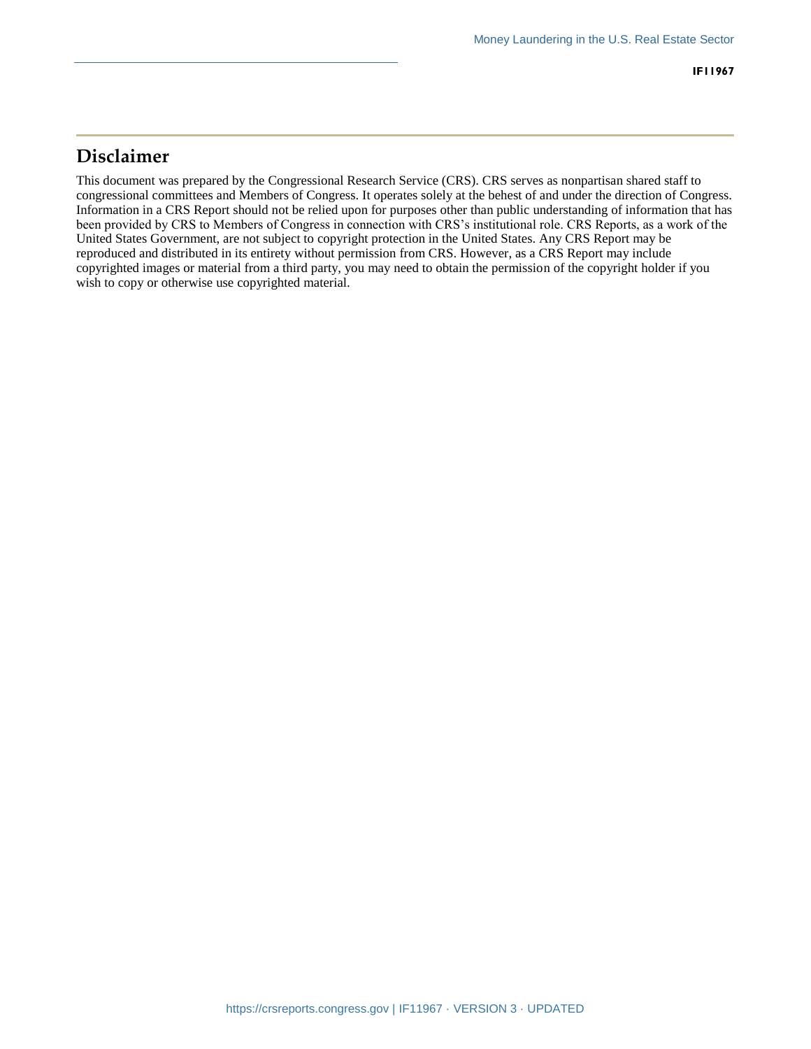## Disclaimer

This document was prepared by the Congressional Research Service (CRS). CRS serves as nonpartisan shared staff to congressional committees and Members of Congress. It operates solely at the behest of and under the direction of Congress. Information in a CRS Report should not be relied upon for purposes other than public understanding of information that has been provided by CRS to Members of Congress in connection with CRS's institutional role. CRS Reports, as a work of the United States Government, are not subject to copyright protection in the United States. Any CRS Report may be reproduced and distributed in its entirety without permission from CRS. However, as a CRS Report may include copyrighted images or material from a third party, you may need to obtain the permission of the copyright holder if you wish to copy or otherwise use copyrighted material.